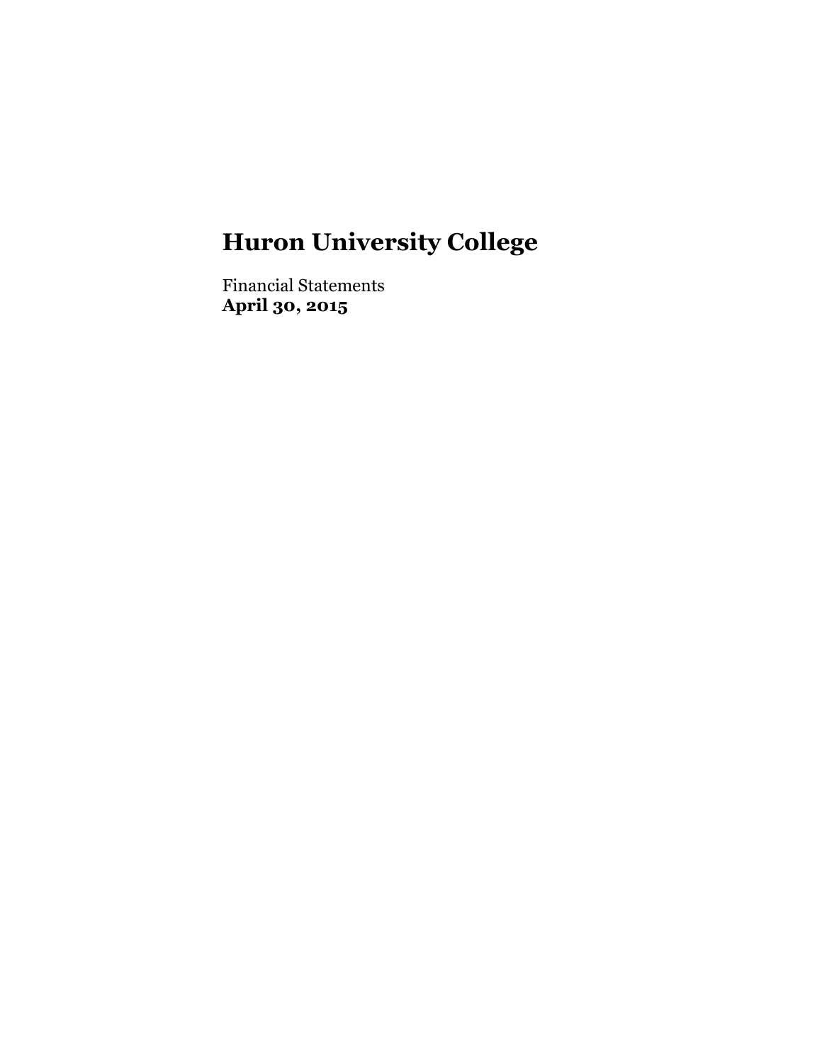# Huron University College

Financial Statements
**April 30, 2015**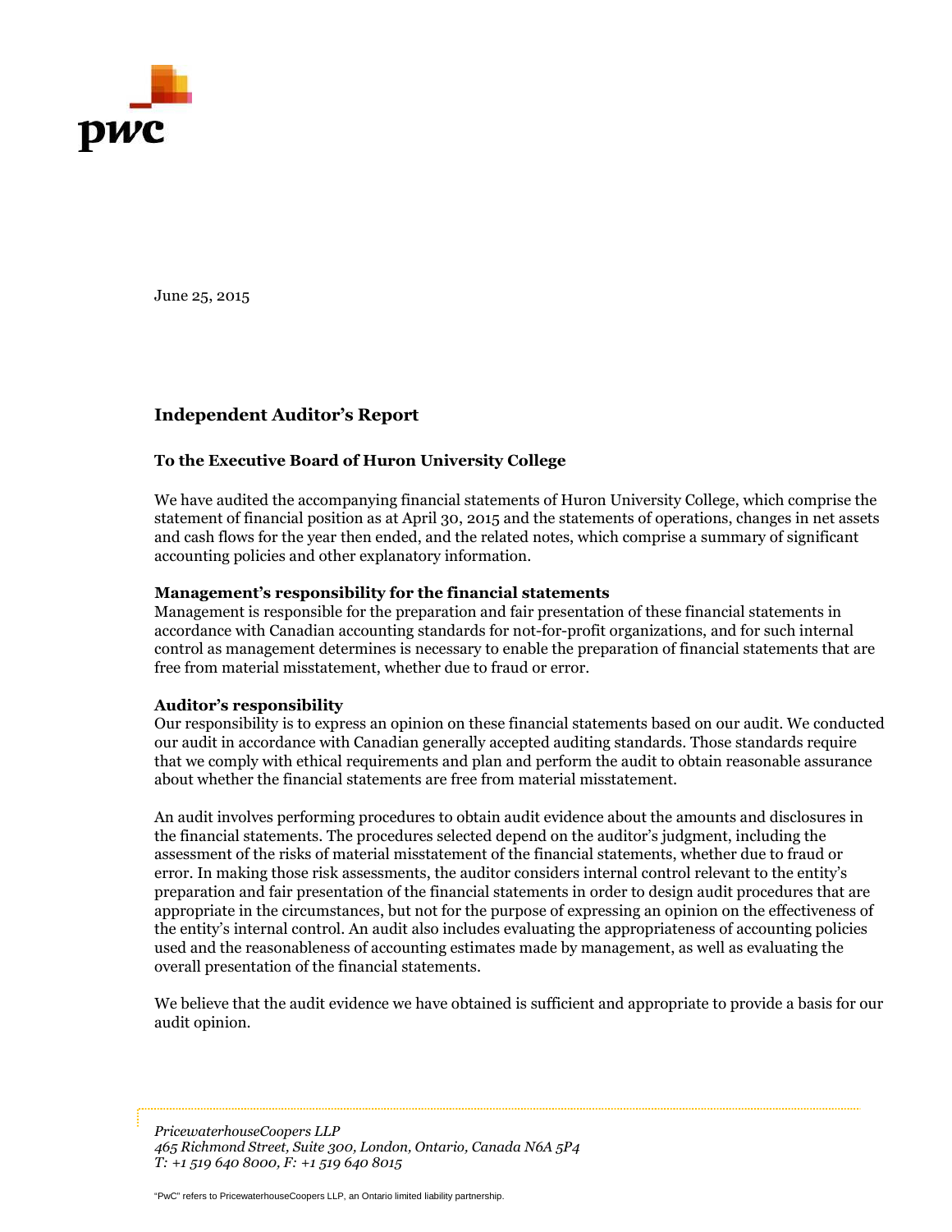June 25, 2015

## Independent Auditor's Report

### To the Executive Board of Huron University College

We have audited the accompanying financial statements of Huron University College, which comprise the statement of financial position as at April 30, 2015 and the statements of operations, changes in net assets and cash flows for the year then ended, and the related notes, which comprise a summary of significant accounting policies and other explanatory information.

**Management's responsibility for the financial statements**

Management is responsible for the preparation and fair presentation of these financial statements in accordance with Canadian accounting standards for not-for-profit organizations, and for such internal control as management determines is necessary to enable the preparation of financial statements that are free from material misstatement, whether due to fraud or error.

**Auditor's responsibility**

Our responsibility is to express an opinion on these financial statements based on our audit. We conducted our audit in accordance with Canadian generally accepted auditing standards. Those standards require that we comply with ethical requirements and plan and perform the audit to obtain reasonable assurance about whether the financial statements are free from material misstatement.

An audit involves performing procedures to obtain audit evidence about the amounts and disclosures in the financial statements. The procedures selected depend on the auditor's judgment, including the assessment of the risks of material misstatement of the financial statements, whether due to fraud or error. In making those risk assessments, the auditor considers internal control relevant to the entity's preparation and fair presentation of the financial statements in order to design audit procedures that are appropriate in the circumstances, but not for the purpose of expressing an opinion on the effectiveness of the entity's internal control. An audit also includes evaluating the appropriateness of accounting policies used and the reasonableness of accounting estimates made by management, as well as evaluating the overall presentation of the financial statements.

We believe that the audit evidence we have obtained is sufficient and appropriate to provide a basis for our audit opinion.

*PricewaterhouseCoopers LLP*
*465 Richmond Street, Suite 300, London, Ontario, Canada N6A 5P4*
*T: +1 519 640 8000, F: +1 519 640 8015*

"PwC" refers to PricewaterhouseCoopers LLP, an Ontario limited liability partnership.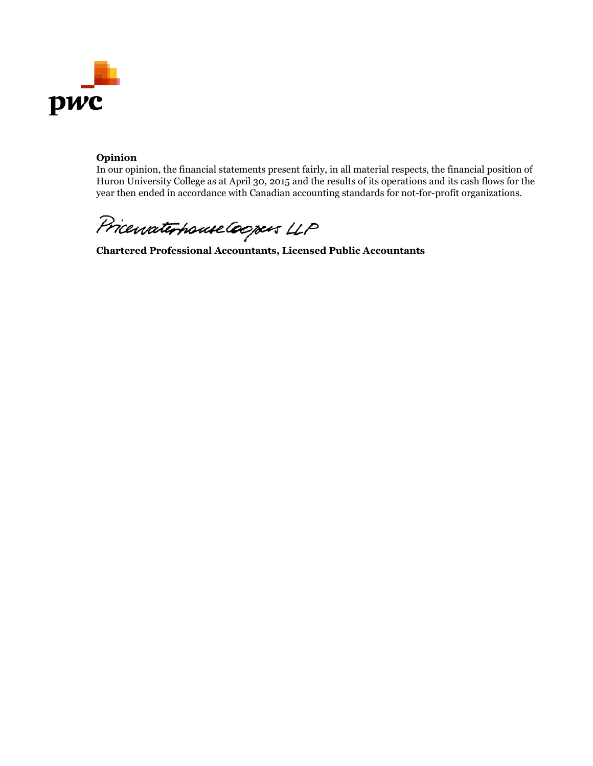**Opinion**

In our opinion, the financial statements present fairly, in all material respects, the financial position of Huron University College as at April 30, 2015 and the results of its operations and its cash flows for the year then ended in accordance with Canadian accounting standards for not-for-profit organizations.

PricewaterhouseCoopers LLP

**Chartered Professional Accountants, Licensed Public Accountants**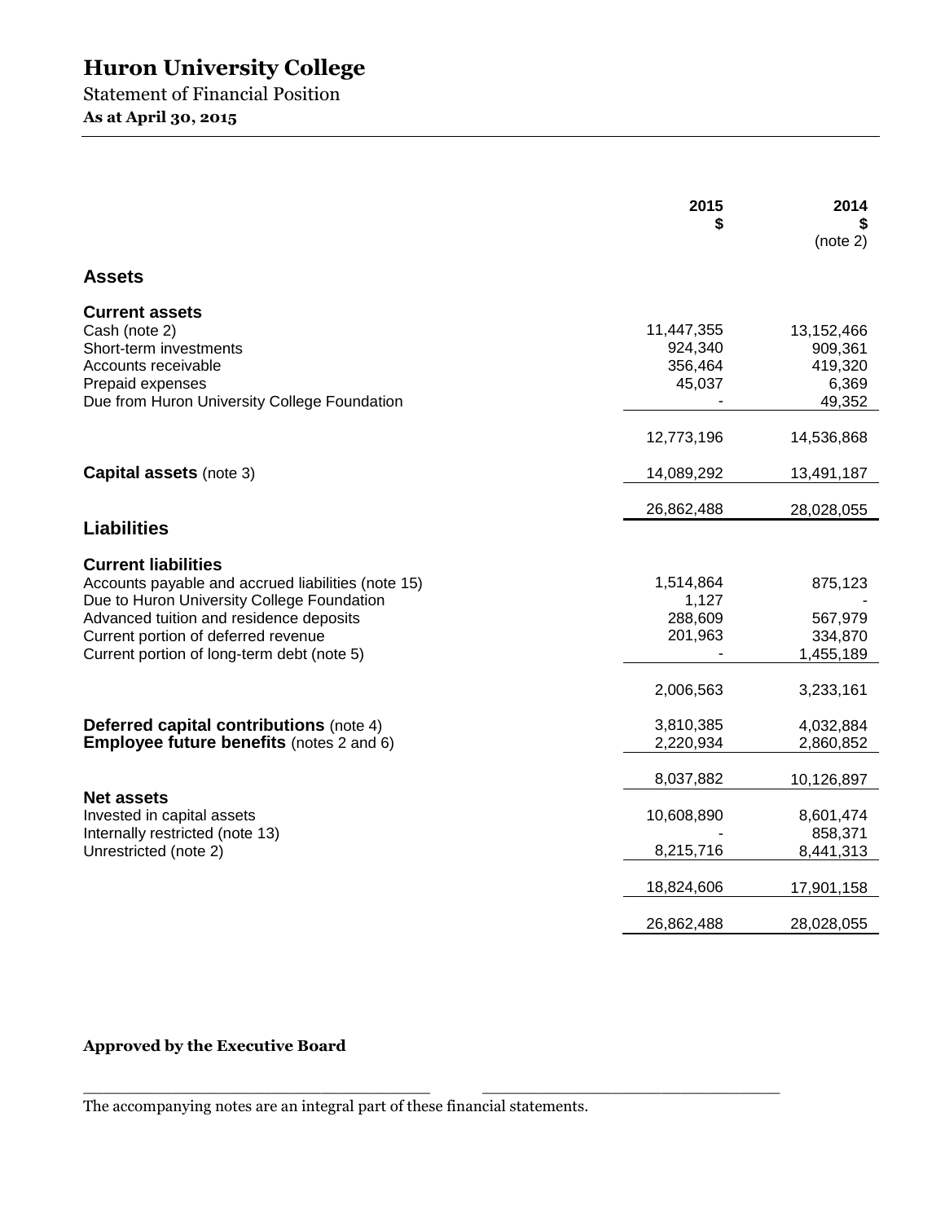# Huron University College

Statement of Financial Position

**As at April 30, 2015**

| | 2015<br>$ | 2014<br>$<br>(note 2) |
|---|---|---|
| **Assets** | | |
| **Current assets** | | |
| Cash (note 2) | 11,447,355 | 13,152,466 |
| Short-term investments | 924,340 | 909,361 |
| Accounts receivable | 356,464 | 419,320 |
| Prepaid expenses | 45,037 | 6,369 |
| Due from Huron University College Foundation | - | 49,352 |
| | 12,773,196 | 14,536,868 |
| **Capital assets** (note 3) | 14,089,292 | 13,491,187 |
| | 26,862,488 | 28,028,055 |
| **Liabilities** | | |
| **Current liabilities** | | |
| Accounts payable and accrued liabilities (note 15) | 1,514,864 | 875,123 |
| Due to Huron University College Foundation | 1,127 | - |
| Advanced tuition and residence deposits | 288,609 | 567,979 |
| Current portion of deferred revenue | 201,963 | 334,870 |
| Current portion of long-term debt (note 5) | - | 1,455,189 |
| | 2,006,563 | 3,233,161 |
| **Deferred capital contributions** (note 4) | 3,810,385 | 4,032,884 |
| **Employee future benefits** (notes 2 and 6) | 2,220,934 | 2,860,852 |
| | 8,037,882 | 10,126,897 |
| **Net assets** | | |
| Invested in capital assets | 10,608,890 | 8,601,474 |
| Internally restricted (note 13) | - | 858,371 |
| Unrestricted (note 2) | 8,215,716 | 8,441,313 |
| | 18,824,606 | 17,901,158 |
| | 26,862,488 | 28,028,055 |

**Approved by the Executive Board**

_________________________________ _________________________________

The accompanying notes are an integral part of these financial statements.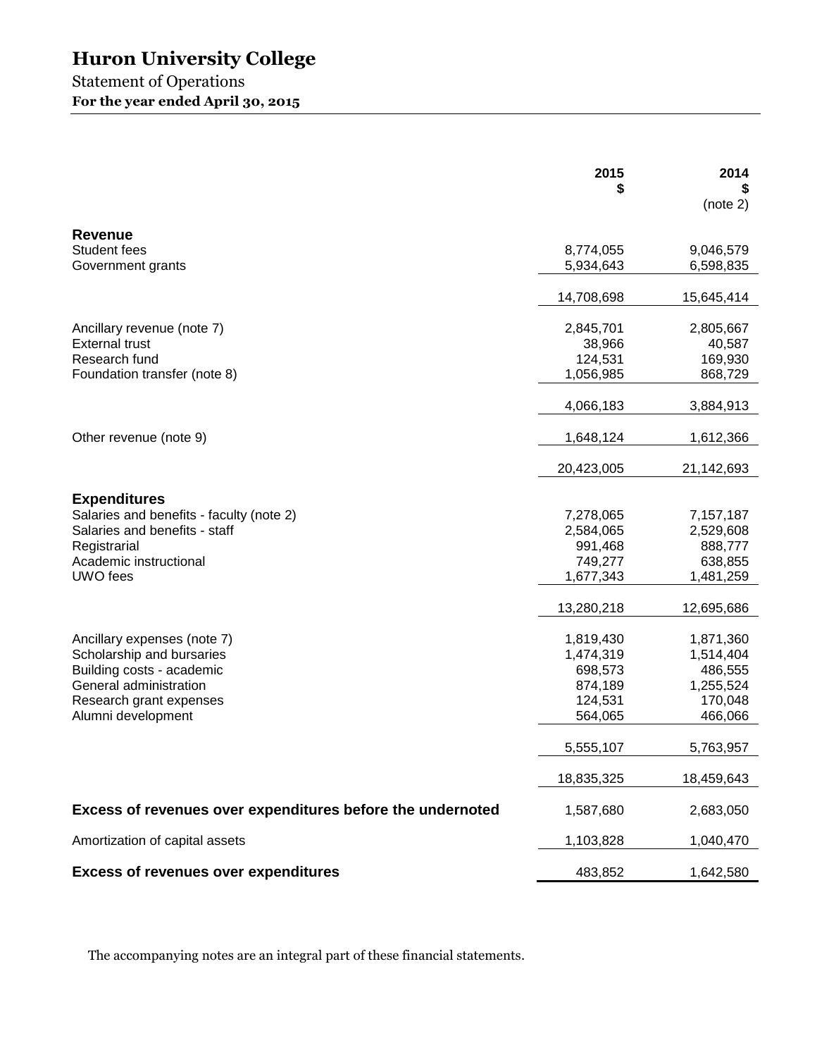# Huron University College

## Statement of Operations

**For the year ended April 30, 2015**

| | 2015<br>$ | 2014<br>$<br>(note 2) |
|---|---|---|
| **Revenue** | | |
| Student fees | 8,774,055 | 9,046,579 |
| Government grants | 5,934,643 | 6,598,835 |
| | 14,708,698 | 15,645,414 |
| Ancillary revenue (note 7) | 2,845,701 | 2,805,667 |
| External trust | 38,966 | 40,587 |
| Research fund | 124,531 | 169,930 |
| Foundation transfer (note 8) | 1,056,985 | 868,729 |
| | 4,066,183 | 3,884,913 |
| Other revenue (note 9) | 1,648,124 | 1,612,366 |
| | 20,423,005 | 21,142,693 |
| **Expenditures** | | |
| Salaries and benefits - faculty (note 2) | 7,278,065 | 7,157,187 |
| Salaries and benefits - staff | 2,584,065 | 2,529,608 |
| Registrarial | 991,468 | 888,777 |
| Academic instructional | 749,277 | 638,855 |
| UWO fees | 1,677,343 | 1,481,259 |
| | 13,280,218 | 12,695,686 |
| Ancillary expenses (note 7) | 1,819,430 | 1,871,360 |
| Scholarship and bursaries | 1,474,319 | 1,514,404 |
| Building costs - academic | 698,573 | 486,555 |
| General administration | 874,189 | 1,255,524 |
| Research grant expenses | 124,531 | 170,048 |
| Alumni development | 564,065 | 466,066 |
| | 5,555,107 | 5,763,957 |
| | 18,835,325 | 18,459,643 |
| **Excess of revenues over expenditures before the undernoted** | 1,587,680 | 2,683,050 |
| Amortization of capital assets | 1,103,828 | 1,040,470 |
| **Excess of revenues over expenditures** | 483,852 | 1,642,580 |

The accompanying notes are an integral part of these financial statements.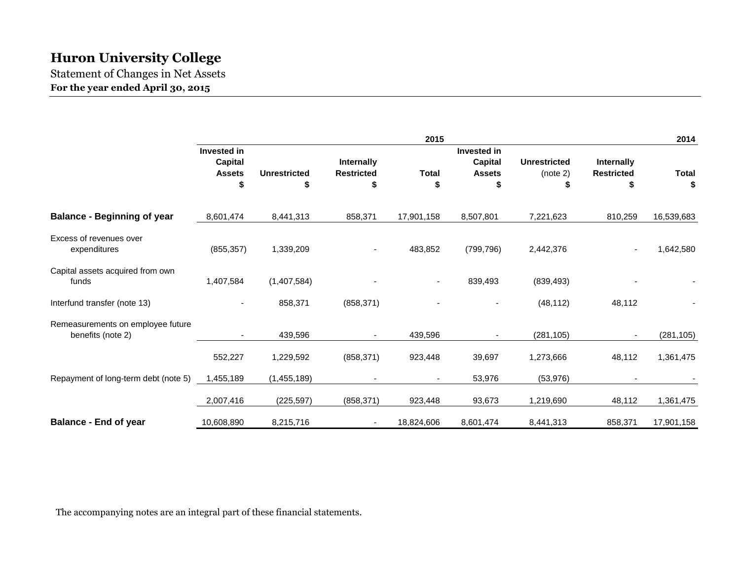# Huron University College

Statement of Changes in Net Assets

**For the year ended April 30, 2015**

| | 2015 | | | | 2014 | | | |
|---|---|---|---|---|---|---|---|---|
| | Invested in Capital Assets $ | Unrestricted $ | Internally Restricted $ | Total $ | Invested in Capital Assets $ | Unrestricted (note 2) $ | Internally Restricted $ | Total $ |
| **Balance - Beginning of year** | 8,601,474 | 8,441,313 | 858,371 | 17,901,158 | 8,507,801 | 7,221,623 | 810,259 | 16,539,683 |
| Excess of revenues over expenditures | (855,357) | 1,339,209 | - | 483,852 | (799,796) | 2,442,376 | - | 1,642,580 |
| Capital assets acquired from own funds | 1,407,584 | (1,407,584) | - | - | 839,493 | (839,493) | - | - |
| Interfund transfer (note 13) | - | 858,371 | (858,371) | - | - | (48,112) | 48,112 | - |
| Remeasurements on employee future benefits (note 2) | - | 439,596 | - | 439,596 | - | (281,105) | - | (281,105) |
| | 552,227 | 1,229,592 | (858,371) | 923,448 | 39,697 | 1,273,666 | 48,112 | 1,361,475 |
| Repayment of long-term debt (note 5) | 1,455,189 | (1,455,189) | - | - | 53,976 | (53,976) | - | - |
| | 2,007,416 | (225,597) | (858,371) | 923,448 | 93,673 | 1,219,690 | 48,112 | 1,361,475 |
| **Balance - End of year** | 10,608,890 | 8,215,716 | - | 18,824,606 | 8,601,474 | 8,441,313 | 858,371 | 17,901,158 |

The accompanying notes are an integral part of these financial statements.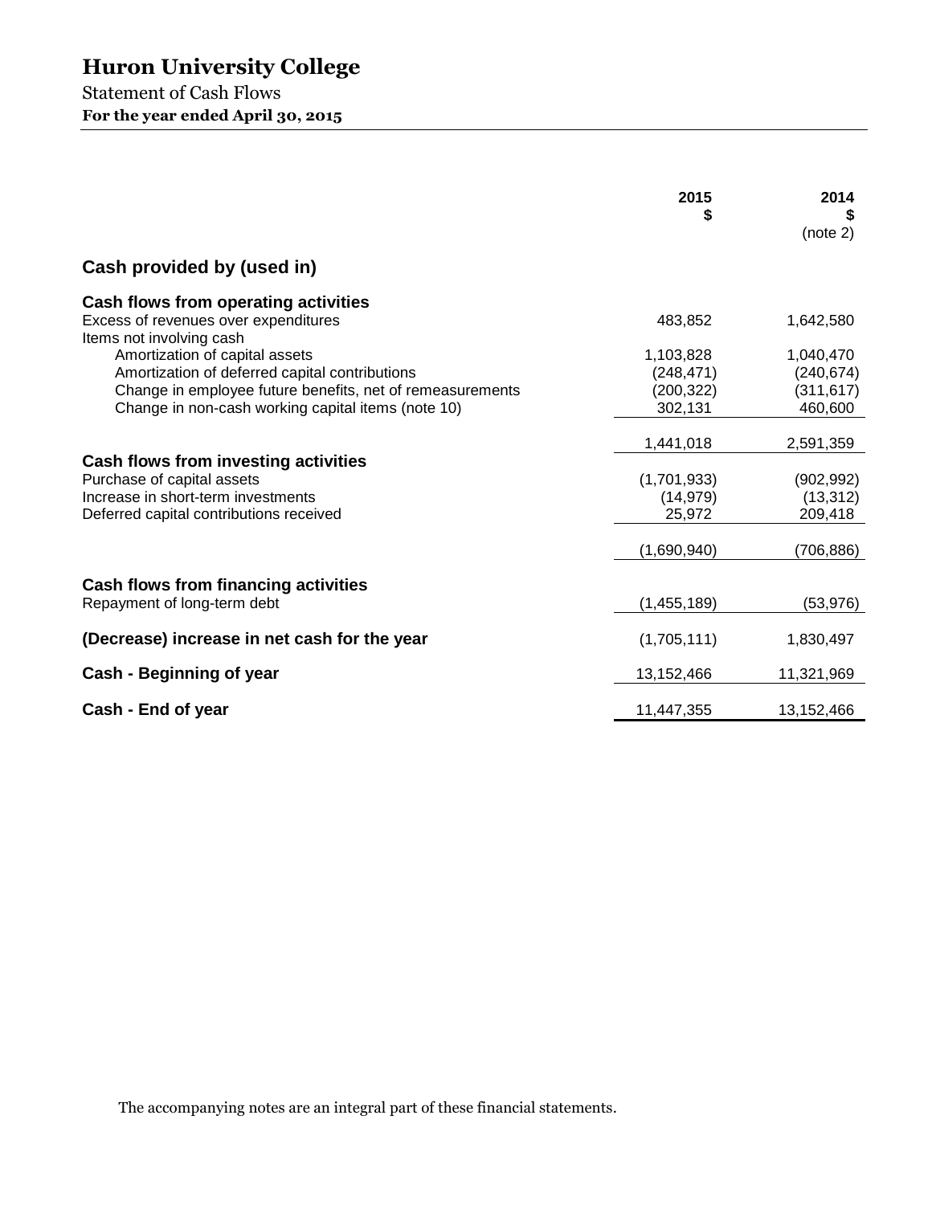# Huron University College

Statement of Cash Flows

**For the year ended April 30, 2015**

| | 2015<br>$ | 2014<br>$<br>(note 2) |
|---|---|---|
| **Cash provided by (used in)** | | |
| **Cash flows from operating activities** | | |
| Excess of revenues over expenditures | 483,852 | 1,642,580 |
| Items not involving cash | | |
| Amortization of capital assets | 1,103,828 | 1,040,470 |
| Amortization of deferred capital contributions | (248,471) | (240,674) |
| Change in employee future benefits, net of remeasurements | (200,322) | (311,617) |
| Change in non-cash working capital items (note 10) | 302,131 | 460,600 |
| | 1,441,018 | 2,591,359 |
| **Cash flows from investing activities** | | |
| Purchase of capital assets | (1,701,933) | (902,992) |
| Increase in short-term investments | (14,979) | (13,312) |
| Deferred capital contributions received | 25,972 | 209,418 |
| | (1,690,940) | (706,886) |
| **Cash flows from financing activities** | | |
| Repayment of long-term debt | (1,455,189) | (53,976) |
| **(Decrease) increase in net cash for the year** | (1,705,111) | 1,830,497 |
| **Cash - Beginning of year** | 13,152,466 | 11,321,969 |
| **Cash - End of year** | 11,447,355 | 13,152,466 |

The accompanying notes are an integral part of these financial statements.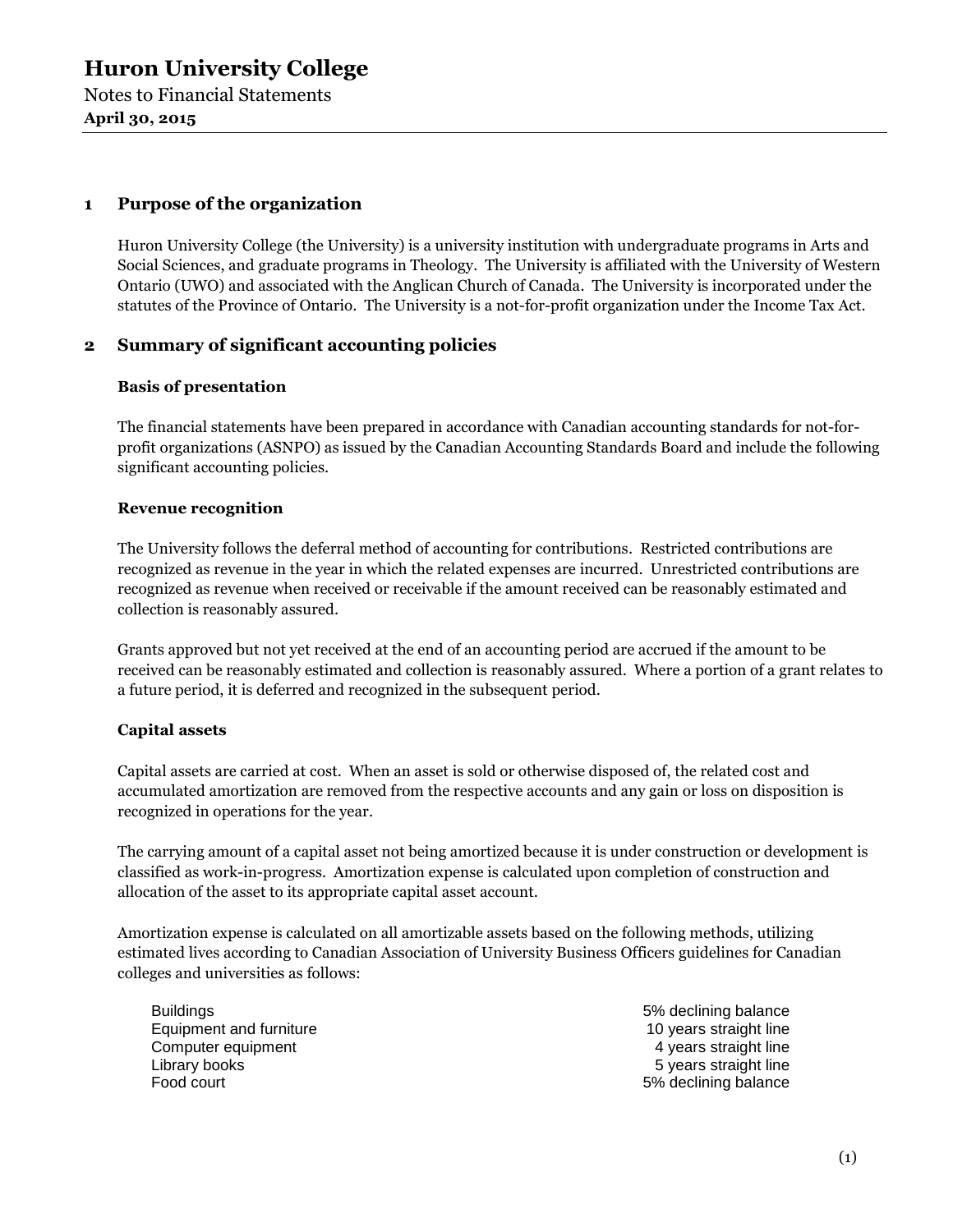# Huron University College

Notes to Financial Statements

**April 30, 2015**

## 1 Purpose of the organization

Huron University College (the University) is a university institution with undergraduate programs in Arts and Social Sciences, and graduate programs in Theology. The University is affiliated with the University of Western Ontario (UWO) and associated with the Anglican Church of Canada. The University is incorporated under the statutes of the Province of Ontario. The University is a not-for-profit organization under the Income Tax Act.

## 2 Summary of significant accounting policies

### Basis of presentation

The financial statements have been prepared in accordance with Canadian accounting standards for not-for-profit organizations (ASNPO) as issued by the Canadian Accounting Standards Board and include the following significant accounting policies.

### Revenue recognition

The University follows the deferral method of accounting for contributions. Restricted contributions are recognized as revenue in the year in which the related expenses are incurred. Unrestricted contributions are recognized as revenue when received or receivable if the amount received can be reasonably estimated and collection is reasonably assured.

Grants approved but not yet received at the end of an accounting period are accrued if the amount to be received can be reasonably estimated and collection is reasonably assured. Where a portion of a grant relates to a future period, it is deferred and recognized in the subsequent period.

### Capital assets

Capital assets are carried at cost. When an asset is sold or otherwise disposed of, the related cost and accumulated amortization are removed from the respective accounts and any gain or loss on disposition is recognized in operations for the year.

The carrying amount of a capital asset not being amortized because it is under construction or development is classified as work-in-progress. Amortization expense is calculated upon completion of construction and allocation of the asset to its appropriate capital asset account.

Amortization expense is calculated on all amortizable assets based on the following methods, utilizing estimated lives according to Canadian Association of University Business Officers guidelines for Canadian colleges and universities as follows:

| | |
|---|---|
| Buildings | 5% declining balance |
| Equipment and furniture | 10 years straight line |
| Computer equipment | 4 years straight line |
| Library books | 5 years straight line |
| Food court | 5% declining balance |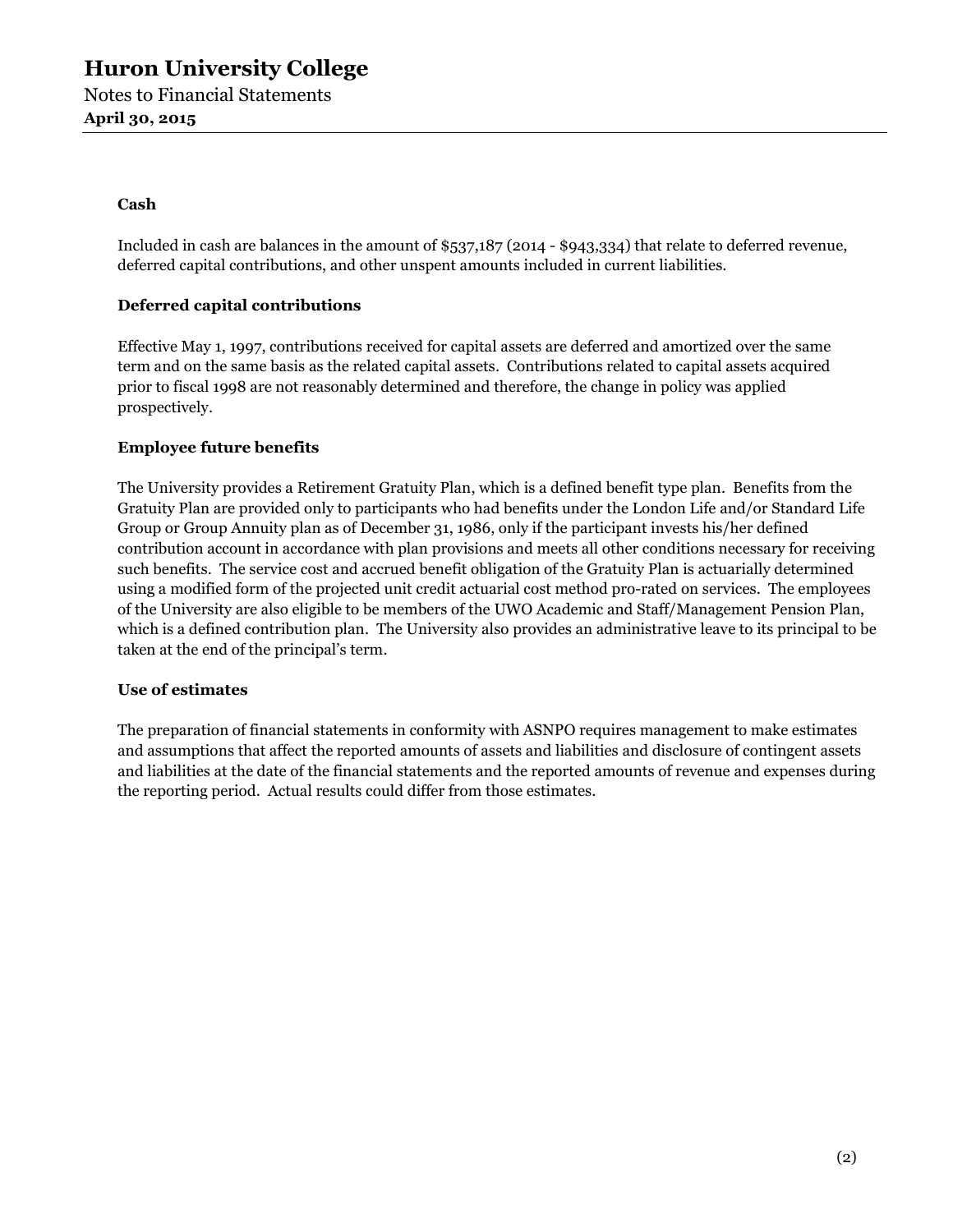**Cash**

Included in cash are balances in the amount of $537,187 (2014 - $943,334) that relate to deferred revenue, deferred capital contributions, and other unspent amounts included in current liabilities.

**Deferred capital contributions**

Effective May 1, 1997, contributions received for capital assets are deferred and amortized over the same term and on the same basis as the related capital assets. Contributions related to capital assets acquired prior to fiscal 1998 are not reasonably determined and therefore, the change in policy was applied prospectively.

**Employee future benefits**

The University provides a Retirement Gratuity Plan, which is a defined benefit type plan. Benefits from the Gratuity Plan are provided only to participants who had benefits under the London Life and/or Standard Life Group or Group Annuity plan as of December 31, 1986, only if the participant invests his/her defined contribution account in accordance with plan provisions and meets all other conditions necessary for receiving such benefits. The service cost and accrued benefit obligation of the Gratuity Plan is actuarially determined using a modified form of the projected unit credit actuarial cost method pro-rated on services. The employees of the University are also eligible to be members of the UWO Academic and Staff/Management Pension Plan, which is a defined contribution plan. The University also provides an administrative leave to its principal to be taken at the end of the principal's term.

**Use of estimates**

The preparation of financial statements in conformity with ASNPO requires management to make estimates and assumptions that affect the reported amounts of assets and liabilities and disclosure of contingent assets and liabilities at the date of the financial statements and the reported amounts of revenue and expenses during the reporting period. Actual results could differ from those estimates.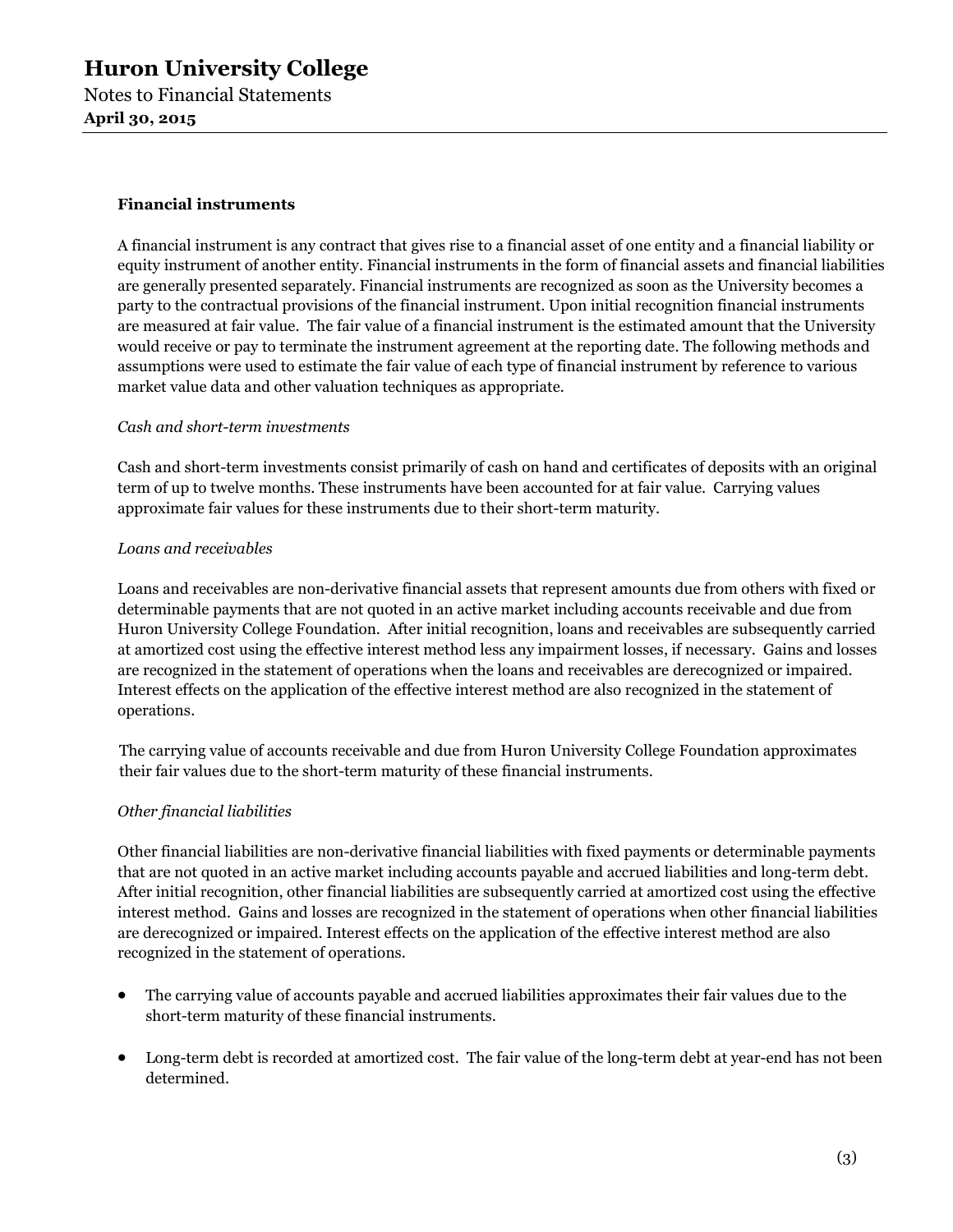### Financial instruments

A financial instrument is any contract that gives rise to a financial asset of one entity and a financial liability or equity instrument of another entity. Financial instruments in the form of financial assets and financial liabilities are generally presented separately. Financial instruments are recognized as soon as the University becomes a party to the contractual provisions of the financial instrument. Upon initial recognition financial instruments are measured at fair value. The fair value of a financial instrument is the estimated amount that the University would receive or pay to terminate the instrument agreement at the reporting date. The following methods and assumptions were used to estimate the fair value of each type of financial instrument by reference to various market value data and other valuation techniques as appropriate.

*Cash and short-term investments*

Cash and short-term investments consist primarily of cash on hand and certificates of deposits with an original term of up to twelve months. These instruments have been accounted for at fair value. Carrying values approximate fair values for these instruments due to their short-term maturity.

*Loans and receivables*

Loans and receivables are non-derivative financial assets that represent amounts due from others with fixed or determinable payments that are not quoted in an active market including accounts receivable and due from Huron University College Foundation. After initial recognition, loans and receivables are subsequently carried at amortized cost using the effective interest method less any impairment losses, if necessary. Gains and losses are recognized in the statement of operations when the loans and receivables are derecognized or impaired. Interest effects on the application of the effective interest method are also recognized in the statement of operations.

The carrying value of accounts receivable and due from Huron University College Foundation approximates their fair values due to the short-term maturity of these financial instruments.

*Other financial liabilities*

Other financial liabilities are non-derivative financial liabilities with fixed payments or determinable payments that are not quoted in an active market including accounts payable and accrued liabilities and long-term debt. After initial recognition, other financial liabilities are subsequently carried at amortized cost using the effective interest method. Gains and losses are recognized in the statement of operations when other financial liabilities are derecognized or impaired. Interest effects on the application of the effective interest method are also recognized in the statement of operations.

- The carrying value of accounts payable and accrued liabilities approximates their fair values due to the short-term maturity of these financial instruments.

- Long-term debt is recorded at amortized cost. The fair value of the long-term debt at year-end has not been determined.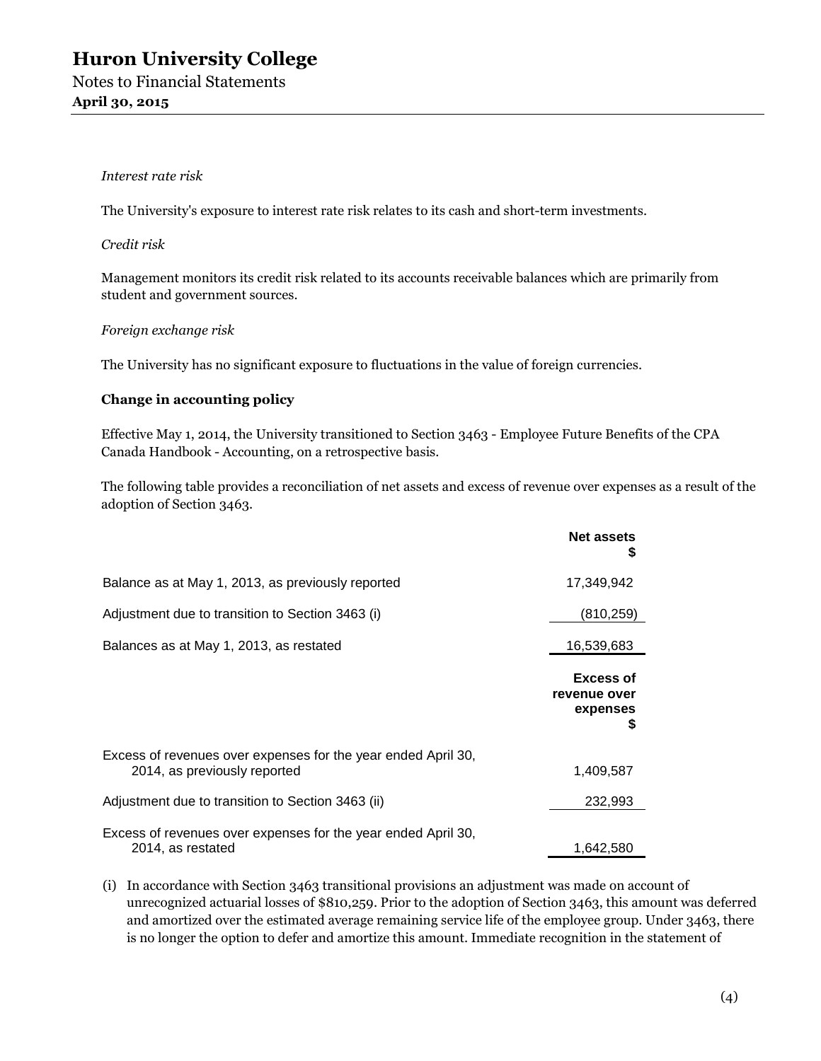*Interest rate risk*

The University's exposure to interest rate risk relates to its cash and short-term investments.

*Credit risk*

Management monitors its credit risk related to its accounts receivable balances which are primarily from student and government sources.

*Foreign exchange risk*

The University has no significant exposure to fluctuations in the value of foreign currencies.

**Change in accounting policy**

Effective May 1, 2014, the University transitioned to Section 3463 - Employee Future Benefits of the CPA Canada Handbook - Accounting, on a retrospective basis.

The following table provides a reconciliation of net assets and excess of revenue over expenses as a result of the adoption of Section 3463.

| | Net assets $ |
|---|---|
| Balance as at May 1, 2013, as previously reported | 17,349,942 |
| Adjustment due to transition to Section 3463 (i) | (810,259) |
| Balances as at May 1, 2013, as restated | 16,539,683 |

| | Excess of revenue over expenses $ |
|---|---|
| Excess of revenues over expenses for the year ended April 30, 2014, as previously reported | 1,409,587 |
| Adjustment due to transition to Section 3463 (ii) | 232,993 |
| Excess of revenues over expenses for the year ended April 30, 2014, as restated | 1,642,580 |

(i) In accordance with Section 3463 transitional provisions an adjustment was made on account of unrecognized actuarial losses of $810,259. Prior to the adoption of Section 3463, this amount was deferred and amortized over the estimated average remaining service life of the employee group. Under 3463, there is no longer the option to defer and amortize this amount. Immediate recognition in the statement of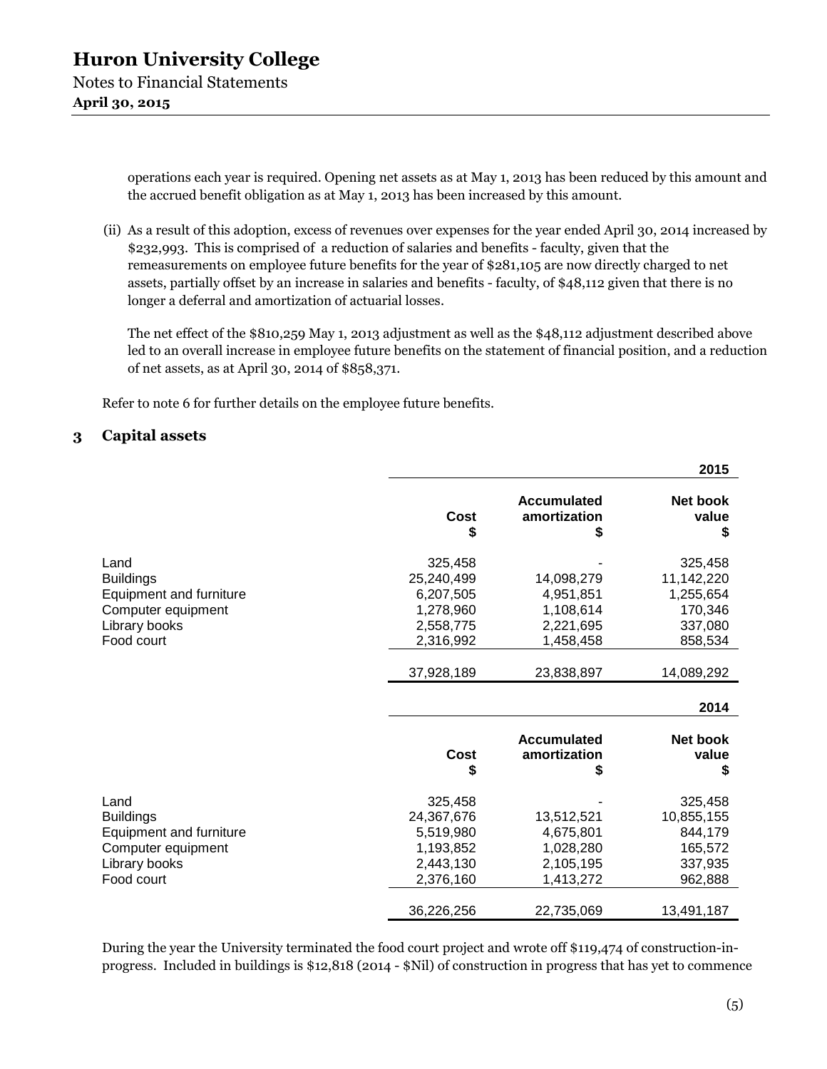operations each year is required. Opening net assets as at May 1, 2013 has been reduced by this amount and the accrued benefit obligation as at May 1, 2013 has been increased by this amount.

(ii) As a result of this adoption, excess of revenues over expenses for the year ended April 30, 2014 increased by $232,993. This is comprised of a reduction of salaries and benefits - faculty, given that the remeasurements on employee future benefits for the year of $281,105 are now directly charged to net assets, partially offset by an increase in salaries and benefits - faculty, of $48,112 given that there is no longer a deferral and amortization of actuarial losses.

The net effect of the $810,259 May 1, 2013 adjustment as well as the $48,112 adjustment described above led to an overall increase in employee future benefits on the statement of financial position, and a reduction of net assets, as at April 30, 2014 of $858,371.

Refer to note 6 for further details on the employee future benefits.

## 3 Capital assets

| | | | 2015 |
|---|---|---|---|
| | Cost $ | Accumulated amortization $ | Net book value $ |
| Land | 325,458 | - | 325,458 |
| Buildings | 25,240,499 | 14,098,279 | 11,142,220 |
| Equipment and furniture | 6,207,505 | 4,951,851 | 1,255,654 |
| Computer equipment | 1,278,960 | 1,108,614 | 170,346 |
| Library books | 2,558,775 | 2,221,695 | 337,080 |
| Food court | 2,316,992 | 1,458,458 | 858,534 |
| | 37,928,189 | 23,838,897 | 14,089,292 |

| | | | 2014 |
|---|---|---|---|
| | Cost $ | Accumulated amortization $ | Net book value $ |
| Land | 325,458 | - | 325,458 |
| Buildings | 24,367,676 | 13,512,521 | 10,855,155 |
| Equipment and furniture | 5,519,980 | 4,675,801 | 844,179 |
| Computer equipment | 1,193,852 | 1,028,280 | 165,572 |
| Library books | 2,443,130 | 2,105,195 | 337,935 |
| Food court | 2,376,160 | 1,413,272 | 962,888 |
| | 36,226,256 | 22,735,069 | 13,491,187 |

During the year the University terminated the food court project and wrote off $119,474 of construction-in-progress. Included in buildings is $12,818 (2014 - $Nil) of construction in progress that has yet to commence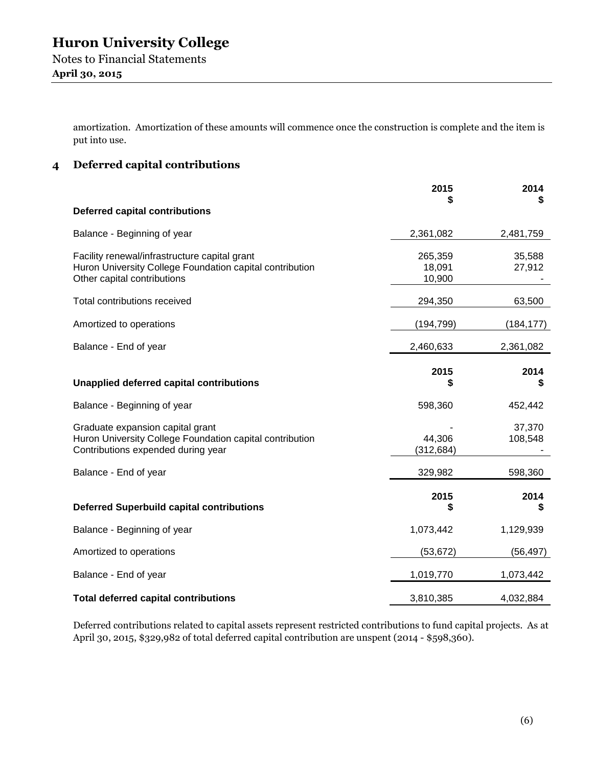amortization. Amortization of these amounts will commence once the construction is complete and the item is put into use.

## 4 Deferred capital contributions

| | 2015 $ | 2014 $ |
|---|---|---|
| **Deferred capital contributions** | | |
| Balance - Beginning of year | 2,361,082 | 2,481,759 |
| Facility renewal/infrastructure capital grant | 265,359 | 35,588 |
| Huron University College Foundation capital contribution | 18,091 | 27,912 |
| Other capital contributions | 10,900 | - |
| Total contributions received | 294,350 | 63,500 |
| Amortized to operations | (194,799) | (184,177) |
| Balance - End of year | 2,460,633 | 2,361,082 |

| **Unapplied deferred capital contributions** | 2015 $ | 2014 $ |
|---|---|---|
| Balance - Beginning of year | 598,360 | 452,442 |
| Graduate expansion capital grant | - | 37,370 |
| Huron University College Foundation capital contribution | 44,306 | 108,548 |
| Contributions expended during year | (312,684) | - |
| Balance - End of year | 329,982 | 598,360 |

| **Deferred Superbuild capital contributions** | 2015 $ | 2014 $ |
|---|---|---|
| Balance - Beginning of year | 1,073,442 | 1,129,939 |
| Amortized to operations | (53,672) | (56,497) |
| Balance - End of year | 1,019,770 | 1,073,442 |
| **Total deferred capital contributions** | 3,810,385 | 4,032,884 |

Deferred contributions related to capital assets represent restricted contributions to fund capital projects. As at April 30, 2015, $329,982 of total deferred capital contribution are unspent (2014 - $598,360).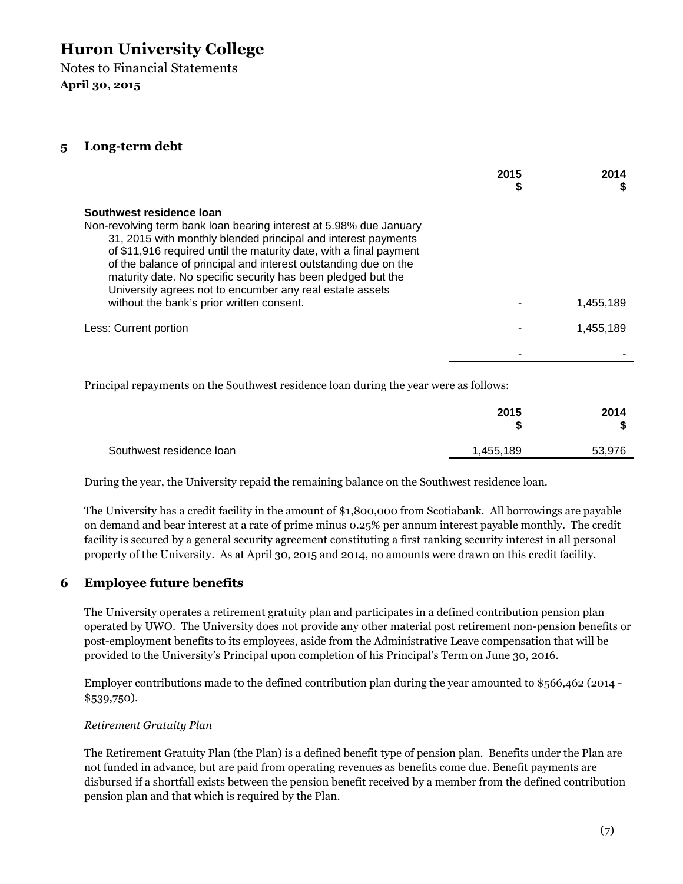## 5 Long-term debt

| | 2015<br>$ | 2014<br>$ |
|---|---|---|
| **Southwest residence loan** | | |
| Non-revolving term bank loan bearing interest at 5.98% due January 31, 2015 with monthly blended principal and interest payments of $11,916 required until the maturity date, with a final payment of the balance of principal and interest outstanding due on the maturity date. No specific security has been pledged but the University agrees not to encumber any real estate assets without the bank's prior written consent. | - | 1,455,189 |
| Less: Current portion | - | 1,455,189 |
| | - | - |

Principal repayments on the Southwest residence loan during the year were as follows:

| | 2015<br>$ | 2014<br>$ |
|---|---|---|
| Southwest residence loan | 1,455,189 | 53,976 |

During the year, the University repaid the remaining balance on the Southwest residence loan.

The University has a credit facility in the amount of $1,800,000 from Scotiabank. All borrowings are payable on demand and bear interest at a rate of prime minus 0.25% per annum interest payable monthly. The credit facility is secured by a general security agreement constituting a first ranking security interest in all personal property of the University. As at April 30, 2015 and 2014, no amounts were drawn on this credit facility.

## 6 Employee future benefits

The University operates a retirement gratuity plan and participates in a defined contribution pension plan operated by UWO. The University does not provide any other material post retirement non-pension benefits or post-employment benefits to its employees, aside from the Administrative Leave compensation that will be provided to the University's Principal upon completion of his Principal's Term on June 30, 2016.

Employer contributions made to the defined contribution plan during the year amounted to $566,462 (2014 - $539,750).

*Retirement Gratuity Plan*

The Retirement Gratuity Plan (the Plan) is a defined benefit type of pension plan. Benefits under the Plan are not funded in advance, but are paid from operating revenues as benefits come due. Benefit payments are disbursed if a shortfall exists between the pension benefit received by a member from the defined contribution pension plan and that which is required by the Plan.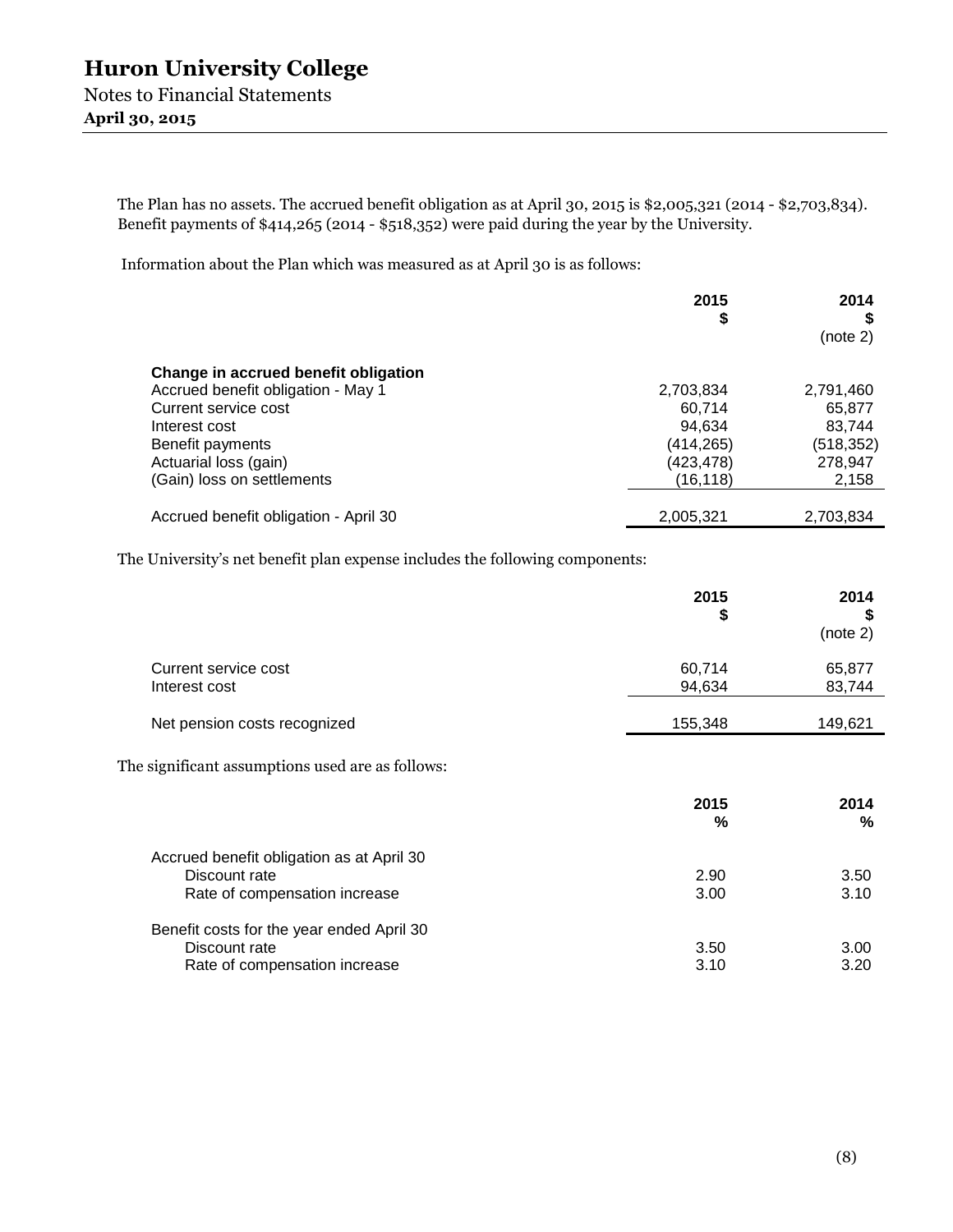The Plan has no assets. The accrued benefit obligation as at April 30, 2015 is $2,005,321 (2014 - $2,703,834). Benefit payments of $414,265 (2014 - $518,352) were paid during the year by the University.

Information about the Plan which was measured as at April 30 is as follows:

| | 2015<br>$ | 2014<br>$<br>(note 2) |
|---|---|---|
| **Change in accrued benefit obligation** | | |
| Accrued benefit obligation - May 1 | 2,703,834 | 2,791,460 |
| Current service cost | 60,714 | 65,877 |
| Interest cost | 94,634 | 83,744 |
| Benefit payments | (414,265) | (518,352) |
| Actuarial loss (gain) | (423,478) | 278,947 |
| (Gain) loss on settlements | (16,118) | 2,158 |
| Accrued benefit obligation - April 30 | 2,005,321 | 2,703,834 |

The University's net benefit plan expense includes the following components:

| | 2015<br>$ | 2014<br>$<br>(note 2) |
|---|---|---|
| Current service cost | 60,714 | 65,877 |
| Interest cost | 94,634 | 83,744 |
| Net pension costs recognized | 155,348 | 149,621 |

The significant assumptions used are as follows:

| | 2015<br>% | 2014<br>% |
|---|---|---|
| Accrued benefit obligation as at April 30 | | |
| Discount rate | 2.90 | 3.50 |
| Rate of compensation increase | 3.00 | 3.10 |
| Benefit costs for the year ended April 30 | | |
| Discount rate | 3.50 | 3.00 |
| Rate of compensation increase | 3.10 | 3.20 |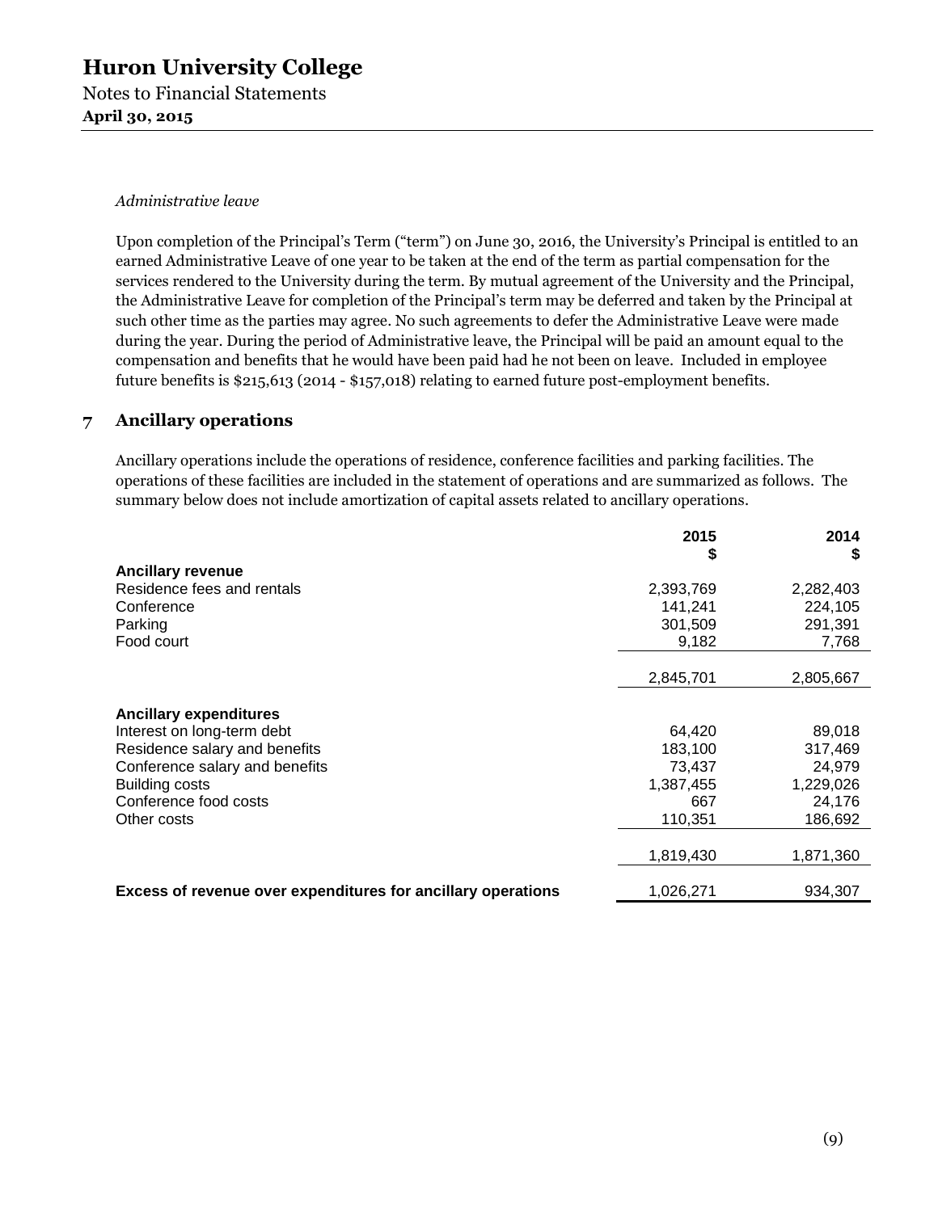*Administrative leave*

Upon completion of the Principal's Term ("term") on June 30, 2016, the University's Principal is entitled to an earned Administrative Leave of one year to be taken at the end of the term as partial compensation for the services rendered to the University during the term. By mutual agreement of the University and the Principal, the Administrative Leave for completion of the Principal's term may be deferred and taken by the Principal at such other time as the parties may agree. No such agreements to defer the Administrative Leave were made during the year. During the period of Administrative leave, the Principal will be paid an amount equal to the compensation and benefits that he would have been paid had he not been on leave. Included in employee future benefits is $215,613 (2014 - $157,018) relating to earned future post-employment benefits.

## 7 Ancillary operations

Ancillary operations include the operations of residence, conference facilities and parking facilities. The operations of these facilities are included in the statement of operations and are summarized as follows. The summary below does not include amortization of capital assets related to ancillary operations.

| | 2015 $ | 2014 $ |
|---|---|---|
| **Ancillary revenue** | | |
| Residence fees and rentals | 2,393,769 | 2,282,403 |
| Conference | 141,241 | 224,105 |
| Parking | 301,509 | 291,391 |
| Food court | 9,182 | 7,768 |
| | 2,845,701 | 2,805,667 |
| **Ancillary expenditures** | | |
| Interest on long-term debt | 64,420 | 89,018 |
| Residence salary and benefits | 183,100 | 317,469 |
| Conference salary and benefits | 73,437 | 24,979 |
| Building costs | 1,387,455 | 1,229,026 |
| Conference food costs | 667 | 24,176 |
| Other costs | 110,351 | 186,692 |
| | 1,819,430 | 1,871,360 |
| **Excess of revenue over expenditures for ancillary operations** | 1,026,271 | 934,307 |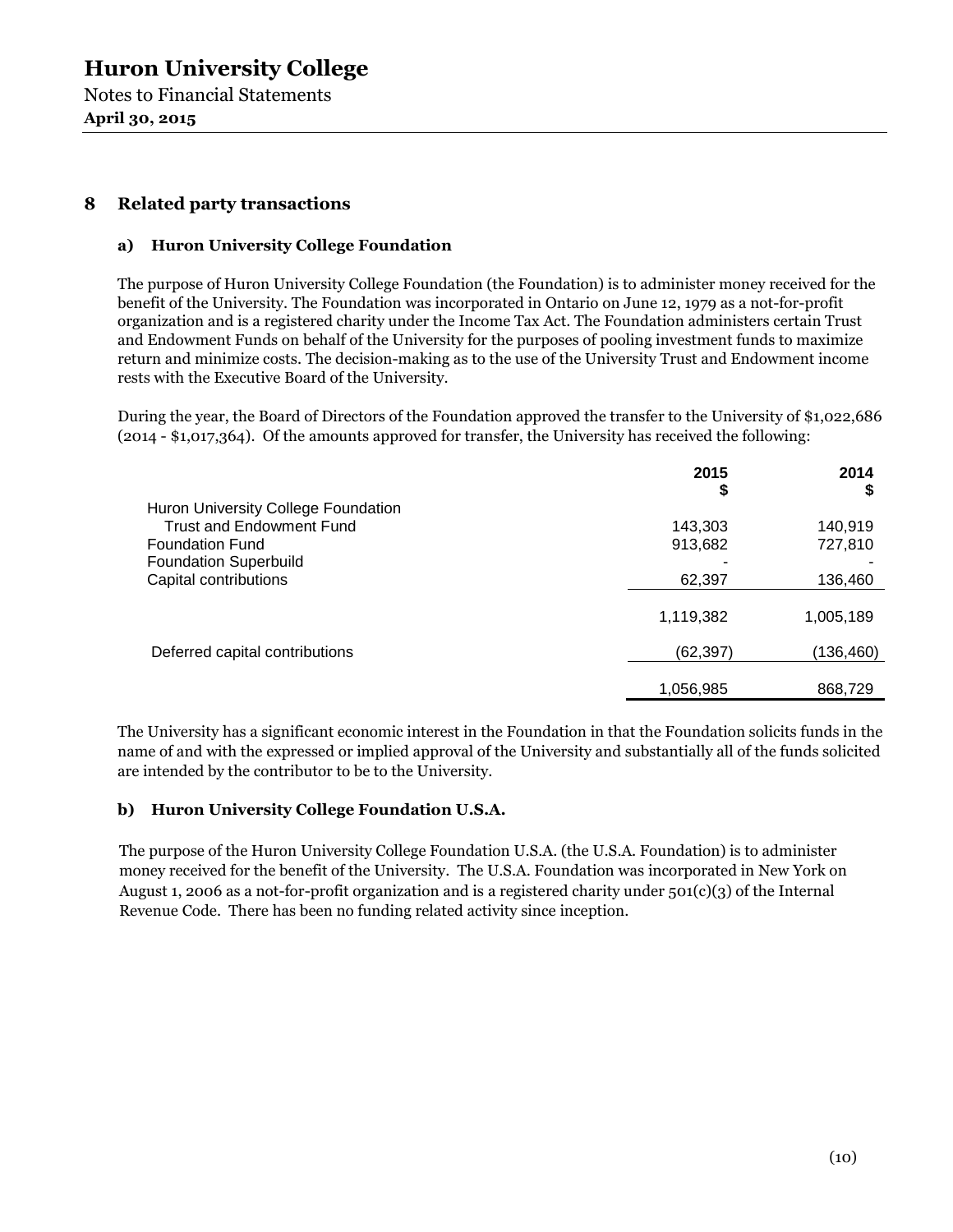# Huron University College

Notes to Financial Statements

**April 30, 2015**

## 8 Related party transactions

### a) Huron University College Foundation

The purpose of Huron University College Foundation (the Foundation) is to administer money received for the benefit of the University. The Foundation was incorporated in Ontario on June 12, 1979 as a not-for-profit organization and is a registered charity under the Income Tax Act. The Foundation administers certain Trust and Endowment Funds on behalf of the University for the purposes of pooling investment funds to maximize return and minimize costs. The decision-making as to the use of the University Trust and Endowment income rests with the Executive Board of the University.

During the year, the Board of Directors of the Foundation approved the transfer to the University of $1,022,686 (2014 - $1,017,364). Of the amounts approved for transfer, the University has received the following:

| | 2015 $ | 2014 $ |
|---|---|---|
| Huron University College Foundation | | |
| Trust and Endowment Fund | 143,303 | 140,919 |
| Foundation Fund | 913,682 | 727,810 |
| Foundation Superbuild | - | - |
| Capital contributions | 62,397 | 136,460 |
| | 1,119,382 | 1,005,189 |
| Deferred capital contributions | (62,397) | (136,460) |
| | 1,056,985 | 868,729 |

The University has a significant economic interest in the Foundation in that the Foundation solicits funds in the name of and with the expressed or implied approval of the University and substantially all of the funds solicited are intended by the contributor to be to the University.

### b) Huron University College Foundation U.S.A.

The purpose of the Huron University College Foundation U.S.A. (the U.S.A. Foundation) is to administer money received for the benefit of the University. The U.S.A. Foundation was incorporated in New York on August 1, 2006 as a not-for-profit organization and is a registered charity under 501(c)(3) of the Internal Revenue Code. There has been no funding related activity since inception.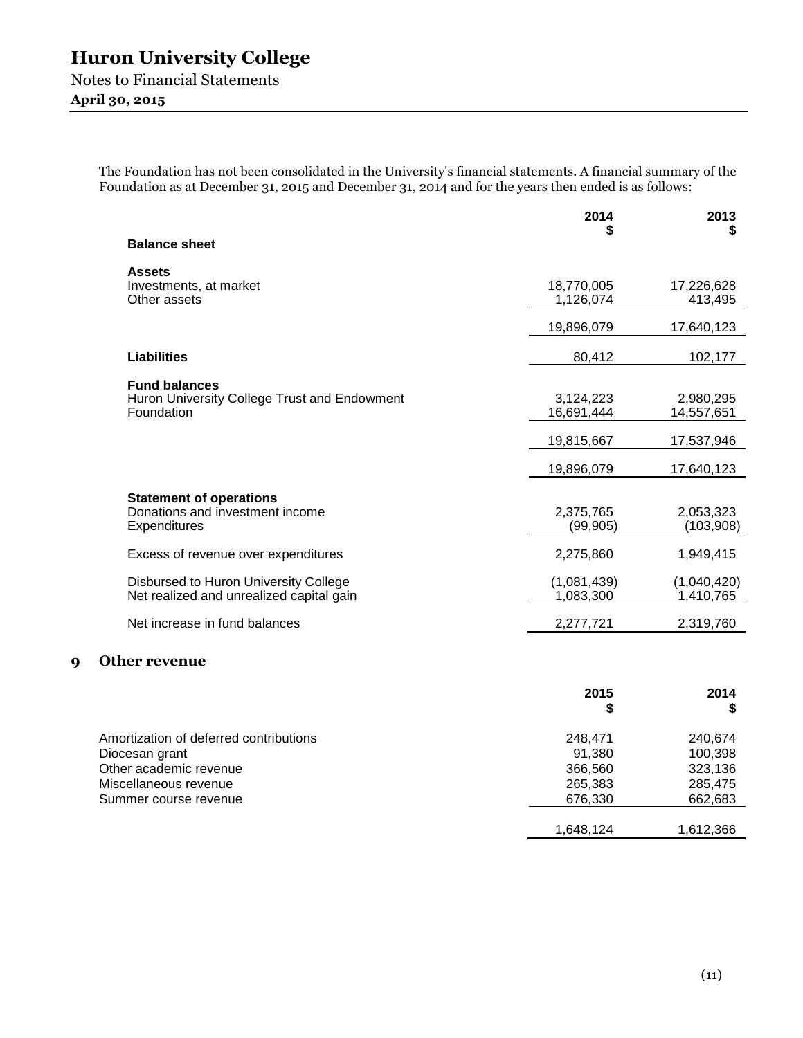The Foundation has not been consolidated in the University's financial statements. A financial summary of the Foundation as at December 31, 2015 and December 31, 2014 and for the years then ended is as follows:

| | 2014 $ | 2013 $ |
|---|---|---|
| **Balance sheet** | | |
| **Assets** | | |
| Investments, at market | 18,770,005 | 17,226,628 |
| Other assets | 1,126,074 | 413,495 |
| | 19,896,079 | 17,640,123 |
| **Liabilities** | 80,412 | 102,177 |
| **Fund balances** | | |
| Huron University College Trust and Endowment | 3,124,223 | 2,980,295 |
| Foundation | 16,691,444 | 14,557,651 |
| | 19,815,667 | 17,537,946 |
| | 19,896,079 | 17,640,123 |
| **Statement of operations** | | |
| Donations and investment income | 2,375,765 | 2,053,323 |
| Expenditures | (99,905) | (103,908) |
| Excess of revenue over expenditures | 2,275,860 | 1,949,415 |
| Disbursed to Huron University College | (1,081,439) | (1,040,420) |
| Net realized and unrealized capital gain | 1,083,300 | 1,410,765 |
| Net increase in fund balances | 2,277,721 | 2,319,760 |

## 9 Other revenue

| | 2015 $ | 2014 $ |
|---|---|---|
| Amortization of deferred contributions | 248,471 | 240,674 |
| Diocesan grant | 91,380 | 100,398 |
| Other academic revenue | 366,560 | 323,136 |
| Miscellaneous revenue | 265,383 | 285,475 |
| Summer course revenue | 676,330 | 662,683 |
| | 1,648,124 | 1,612,366 |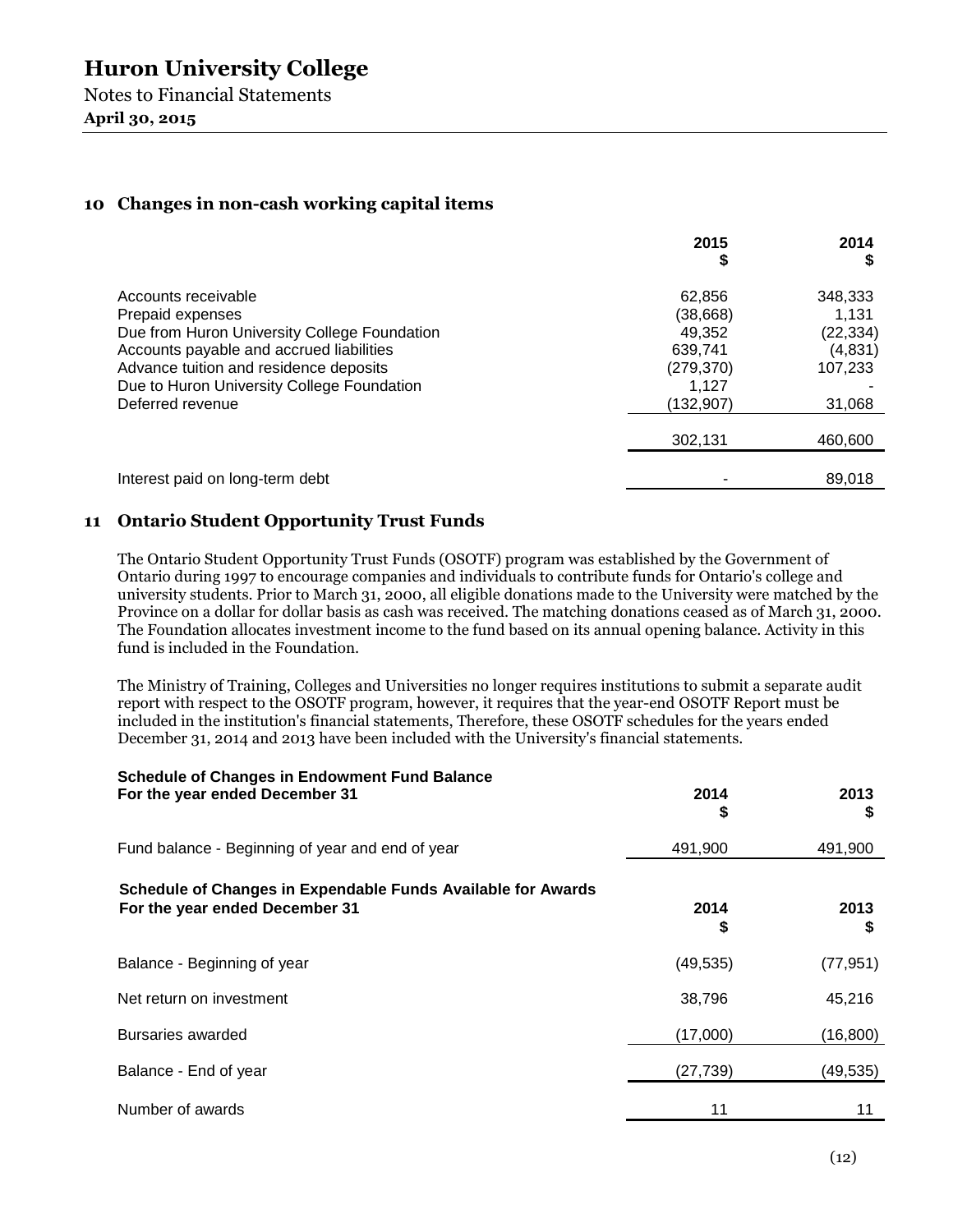# Huron University College

Notes to Financial Statements

**April 30, 2015**

## 10 Changes in non-cash working capital items

| | 2015<br>$ | 2014<br>$ |
|---|---|---|
| Accounts receivable | 62,856 | 348,333 |
| Prepaid expenses | (38,668) | 1,131 |
| Due from Huron University College Foundation | 49,352 | (22,334) |
| Accounts payable and accrued liabilities | 639,741 | (4,831) |
| Advance tuition and residence deposits | (279,370) | 107,233 |
| Due to Huron University College Foundation | 1,127 | - |
| Deferred revenue | (132,907) | 31,068 |
| | 302,131 | 460,600 |
| Interest paid on long-term debt | - | 89,018 |

## 11 Ontario Student Opportunity Trust Funds

The Ontario Student Opportunity Trust Funds (OSOTF) program was established by the Government of Ontario during 1997 to encourage companies and individuals to contribute funds for Ontario's college and university students. Prior to March 31, 2000, all eligible donations made to the University were matched by the Province on a dollar for dollar basis as cash was received. The matching donations ceased as of March 31, 2000. The Foundation allocates investment income to the fund based on its annual opening balance. Activity in this fund is included in the Foundation.

The Ministry of Training, Colleges and Universities no longer requires institutions to submit a separate audit report with respect to the OSOTF program, however, it requires that the year-end OSOTF Report must be included in the institution's financial statements, Therefore, these OSOTF schedules for the years ended December 31, 2014 and 2013 have been included with the University's financial statements.

**Schedule of Changes in Endowment Fund Balance**
**For the year ended December 31**

| | 2014<br>$ | 2013<br>$ |
|---|---|---|
| Fund balance - Beginning of year and end of year | 491,900 | 491,900 |

**Schedule of Changes in Expendable Funds Available for Awards**
**For the year ended December 31**

| | 2014<br>$ | 2013<br>$ |
|---|---|---|
| Balance - Beginning of year | (49,535) | (77,951) |
| Net return on investment | 38,796 | 45,216 |
| Bursaries awarded | (17,000) | (16,800) |
| Balance - End of year | (27,739) | (49,535) |
| Number of awards | 11 | 11 |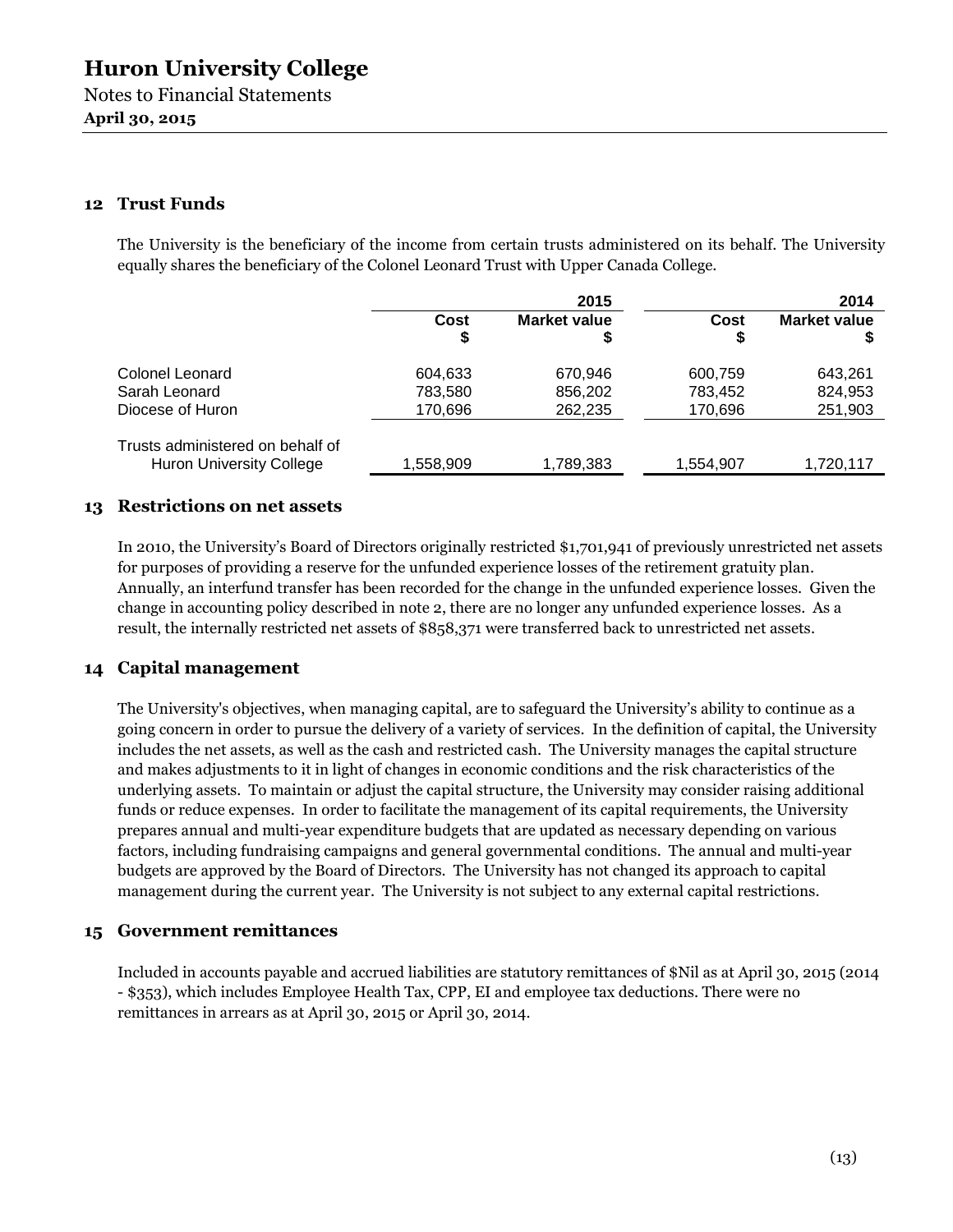## 12 Trust Funds

The University is the beneficiary of the income from certain trusts administered on its behalf. The University equally shares the beneficiary of the Colonel Leonard Trust with Upper Canada College.

| | 2015 | | 2014 | |
|---|---|---|---|---|
| | Cost $ | Market value $ | Cost $ | Market value $ |
| Colonel Leonard | 604,633 | 670,946 | 600,759 | 643,261 |
| Sarah Leonard | 783,580 | 856,202 | 783,452 | 824,953 |
| Diocese of Huron | 170,696 | 262,235 | 170,696 | 251,903 |
| Trusts administered on behalf of Huron University College | 1,558,909 | 1,789,383 | 1,554,907 | 1,720,117 |

## 13 Restrictions on net assets

In 2010, the University's Board of Directors originally restricted $1,701,941 of previously unrestricted net assets for purposes of providing a reserve for the unfunded experience losses of the retirement gratuity plan. Annually, an interfund transfer has been recorded for the change in the unfunded experience losses. Given the change in accounting policy described in note 2, there are no longer any unfunded experience losses. As a result, the internally restricted net assets of $858,371 were transferred back to unrestricted net assets.

## 14 Capital management

The University's objectives, when managing capital, are to safeguard the University's ability to continue as a going concern in order to pursue the delivery of a variety of services. In the definition of capital, the University includes the net assets, as well as the cash and restricted cash. The University manages the capital structure and makes adjustments to it in light of changes in economic conditions and the risk characteristics of the underlying assets. To maintain or adjust the capital structure, the University may consider raising additional funds or reduce expenses. In order to facilitate the management of its capital requirements, the University prepares annual and multi-year expenditure budgets that are updated as necessary depending on various factors, including fundraising campaigns and general governmental conditions. The annual and multi-year budgets are approved by the Board of Directors. The University has not changed its approach to capital management during the current year. The University is not subject to any external capital restrictions.

## 15 Government remittances

Included in accounts payable and accrued liabilities are statutory remittances of $Nil as at April 30, 2015 (2014 - $353), which includes Employee Health Tax, CPP, EI and employee tax deductions. There were no remittances in arrears as at April 30, 2015 or April 30, 2014.